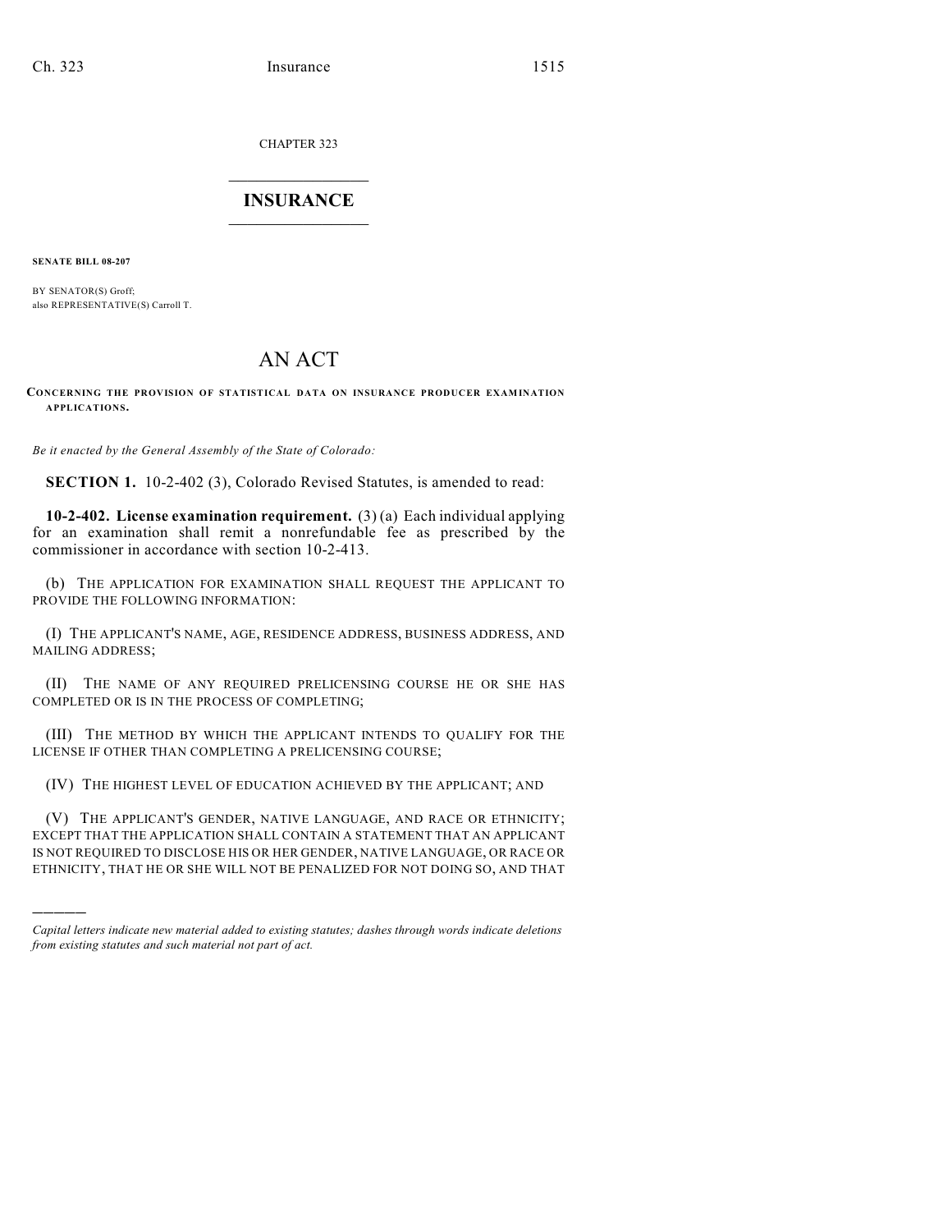CHAPTER 323

# INSURANCE

**SENATE BILL 08-207**

BY SENATOR(S) Groff;
also REPRESENTATIVE(S) Carroll T.

# AN ACT

**CONCERNING THE PROVISION OF STATISTICAL DATA ON INSURANCE PRODUCER EXAMINATION APPLICATIONS.**

*Be it enacted by the General Assembly of the State of Colorado:*

**SECTION 1.** 10-2-402 (3), Colorado Revised Statutes, is amended to read:

**10-2-402. License examination requirement.** (3) (a) Each individual applying for an examination shall remit a nonrefundable fee as prescribed by the commissioner in accordance with section 10-2-413.

(b) THE APPLICATION FOR EXAMINATION SHALL REQUEST THE APPLICANT TO PROVIDE THE FOLLOWING INFORMATION:

(I) THE APPLICANT'S NAME, AGE, RESIDENCE ADDRESS, BUSINESS ADDRESS, AND MAILING ADDRESS;

(II) THE NAME OF ANY REQUIRED PRELICENSING COURSE HE OR SHE HAS COMPLETED OR IS IN THE PROCESS OF COMPLETING;

(III) THE METHOD BY WHICH THE APPLICANT INTENDS TO QUALIFY FOR THE LICENSE IF OTHER THAN COMPLETING A PRELICENSING COURSE;

(IV) THE HIGHEST LEVEL OF EDUCATION ACHIEVED BY THE APPLICANT; AND

(V) THE APPLICANT'S GENDER, NATIVE LANGUAGE, AND RACE OR ETHNICITY; EXCEPT THAT THE APPLICATION SHALL CONTAIN A STATEMENT THAT AN APPLICANT IS NOT REQUIRED TO DISCLOSE HIS OR HER GENDER, NATIVE LANGUAGE, OR RACE OR ETHNICITY, THAT HE OR SHE WILL NOT BE PENALIZED FOR NOT DOING SO, AND THAT

---

*Capital letters indicate new material added to existing statutes; dashes through words indicate deletions from existing statutes and such material not part of act.*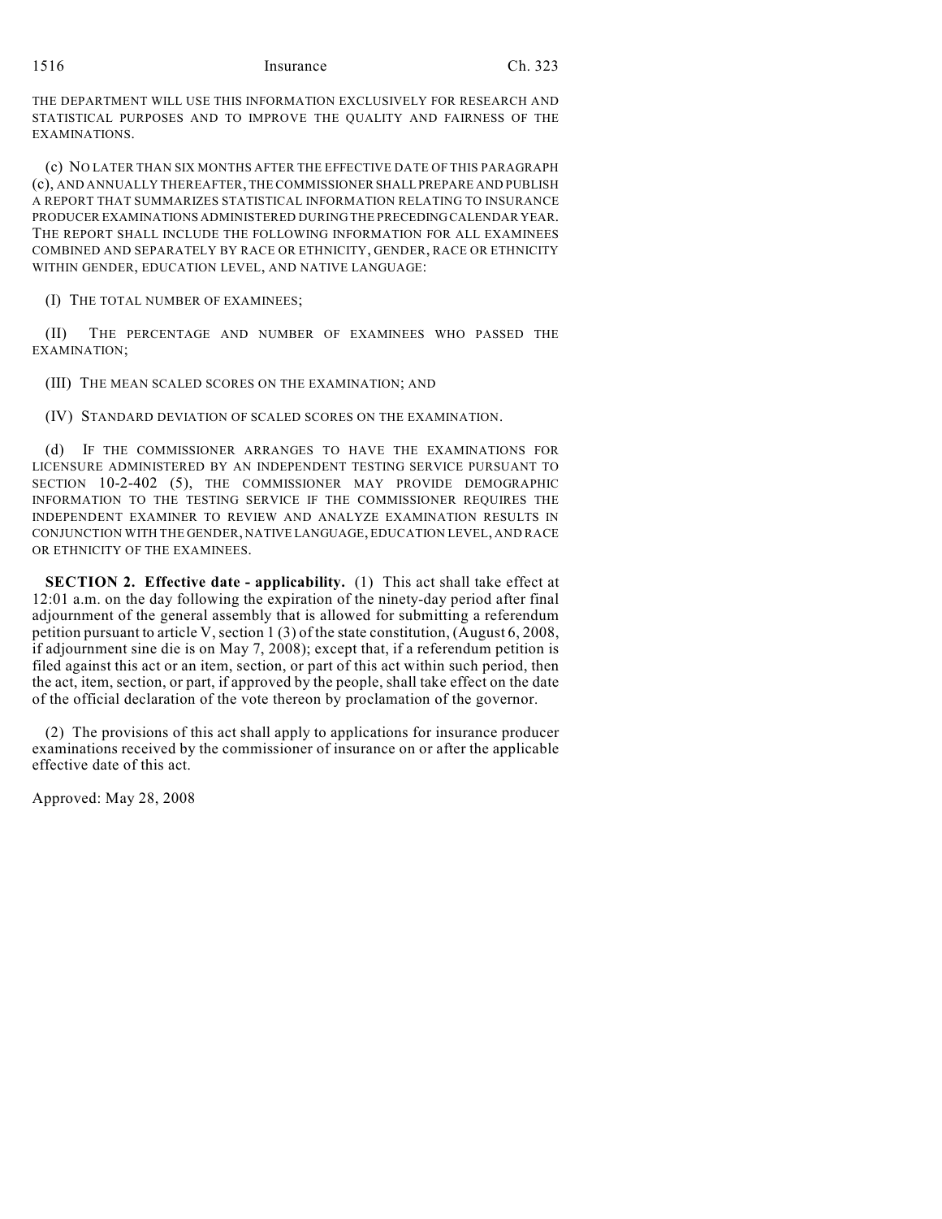THE DEPARTMENT WILL USE THIS INFORMATION EXCLUSIVELY FOR RESEARCH AND STATISTICAL PURPOSES AND TO IMPROVE THE QUALITY AND FAIRNESS OF THE EXAMINATIONS.

(c) NO LATER THAN SIX MONTHS AFTER THE EFFECTIVE DATE OF THIS PARAGRAPH (c), AND ANNUALLY THEREAFTER, THE COMMISSIONER SHALL PREPARE AND PUBLISH A REPORT THAT SUMMARIZES STATISTICAL INFORMATION RELATING TO INSURANCE PRODUCER EXAMINATIONS ADMINISTERED DURING THE PRECEDING CALENDAR YEAR. THE REPORT SHALL INCLUDE THE FOLLOWING INFORMATION FOR ALL EXAMINEES COMBINED AND SEPARATELY BY RACE OR ETHNICITY, GENDER, RACE OR ETHNICITY WITHIN GENDER, EDUCATION LEVEL, AND NATIVE LANGUAGE:

(I) THE TOTAL NUMBER OF EXAMINEES;

(II) THE PERCENTAGE AND NUMBER OF EXAMINEES WHO PASSED THE EXAMINATION;

(III) THE MEAN SCALED SCORES ON THE EXAMINATION; AND

(IV) STANDARD DEVIATION OF SCALED SCORES ON THE EXAMINATION.

(d) IF THE COMMISSIONER ARRANGES TO HAVE THE EXAMINATIONS FOR LICENSURE ADMINISTERED BY AN INDEPENDENT TESTING SERVICE PURSUANT TO SECTION 10-2-402 (5), THE COMMISSIONER MAY PROVIDE DEMOGRAPHIC INFORMATION TO THE TESTING SERVICE IF THE COMMISSIONER REQUIRES THE INDEPENDENT EXAMINER TO REVIEW AND ANALYZE EXAMINATION RESULTS IN CONJUNCTION WITH THE GENDER, NATIVE LANGUAGE, EDUCATION LEVEL, AND RACE OR ETHNICITY OF THE EXAMINEES.

**SECTION 2. Effective date - applicability.** (1) This act shall take effect at 12:01 a.m. on the day following the expiration of the ninety-day period after final adjournment of the general assembly that is allowed for submitting a referendum petition pursuant to article V, section 1 (3) of the state constitution, (August 6, 2008, if adjournment sine die is on May 7, 2008); except that, if a referendum petition is filed against this act or an item, section, or part of this act within such period, then the act, item, section, or part, if approved by the people, shall take effect on the date of the official declaration of the vote thereon by proclamation of the governor.

(2) The provisions of this act shall apply to applications for insurance producer examinations received by the commissioner of insurance on or after the applicable effective date of this act.

Approved: May 28, 2008